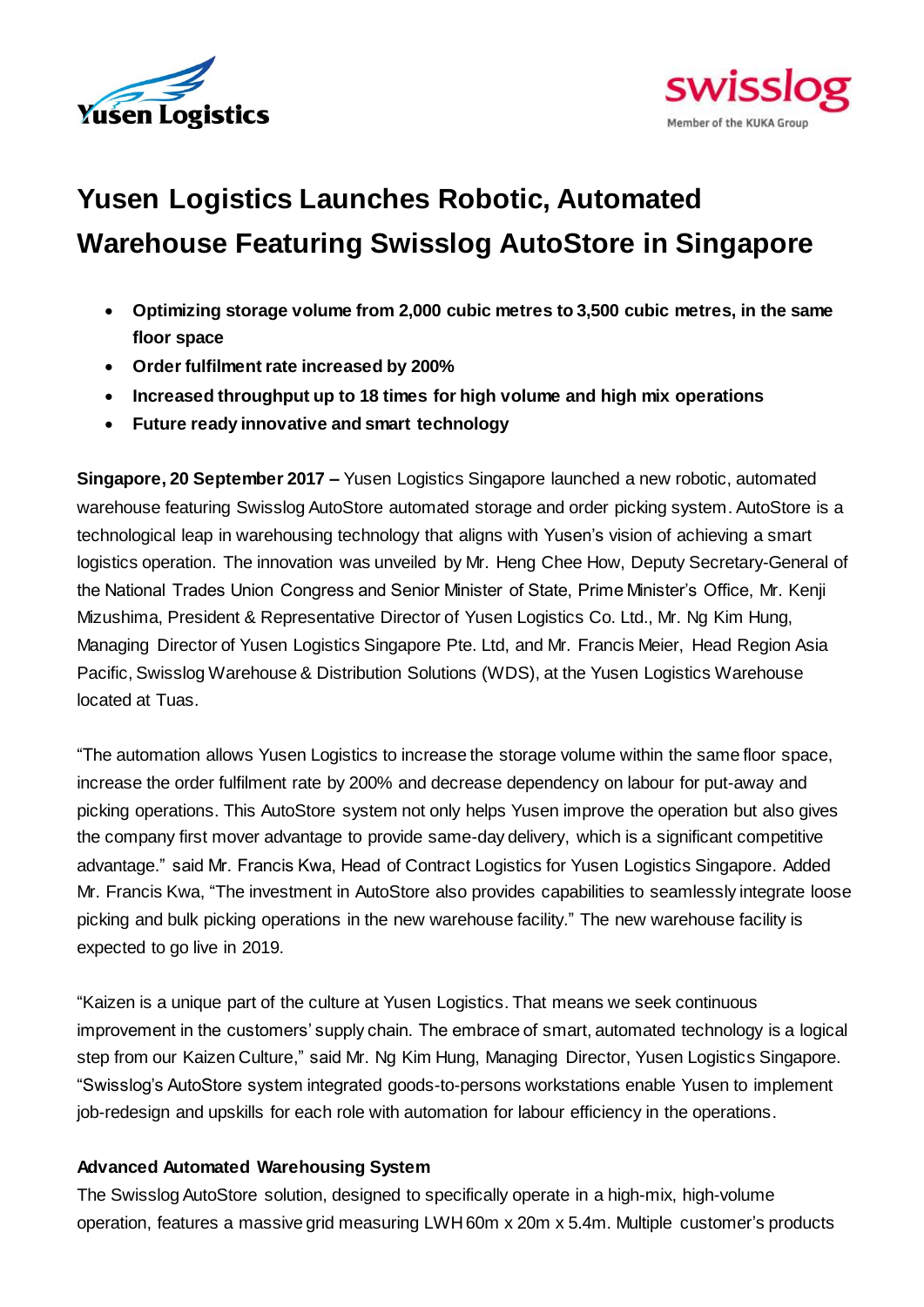# Yusen Logistics Launches Robotic, Automated Warehouse Featuring Swisslog AutoStore in Singapore

- **Optimizing storage volume from 2,000 cubic metres to 3,500 cubic metres, in the same floor space**
- **Order fulfilment rate increased by 200%**
- **Increased throughput up to 18 times for high volume and high mix operations**
- **Future ready innovative and smart technology**

**Singapore, 20 September 2017 –** Yusen Logistics Singapore launched a new robotic, automated warehouse featuring Swisslog AutoStore automated storage and order picking system. AutoStore is a technological leap in warehousing technology that aligns with Yusen's vision of achieving a smart logistics operation. The innovation was unveiled by Mr. Heng Chee How, Deputy Secretary-General of the National Trades Union Congress and Senior Minister of State, Prime Minister's Office, Mr. Kenji Mizushima, President & Representative Director of Yusen Logistics Co. Ltd., Mr. Ng Kim Hung, Managing Director of Yusen Logistics Singapore Pte. Ltd, and Mr. Francis Meier, Head Region Asia Pacific, Swisslog Warehouse & Distribution Solutions (WDS), at the Yusen Logistics Warehouse located at Tuas.

"The automation allows Yusen Logistics to increase the storage volume within the same floor space, increase the order fulfilment rate by 200% and decrease dependency on labour for put-away and picking operations. This AutoStore system not only helps Yusen improve the operation but also gives the company first mover advantage to provide same-day delivery, which is a significant competitive advantage." said Mr. Francis Kwa, Head of Contract Logistics for Yusen Logistics Singapore. Added Mr. Francis Kwa, "The investment in AutoStore also provides capabilities to seamlessly integrate loose picking and bulk picking operations in the new warehouse facility." The new warehouse facility is expected to go live in 2019.

"Kaizen is a unique part of the culture at Yusen Logistics. That means we seek continuous improvement in the customers' supply chain. The embrace of smart, automated technology is a logical step from our Kaizen Culture," said Mr. Ng Kim Hung, Managing Director, Yusen Logistics Singapore. "Swisslog's AutoStore system integrated goods-to-persons workstations enable Yusen to implement job-redesign and upskills for each role with automation for labour efficiency in the operations.

**Advanced Automated Warehousing System**

The Swisslog AutoStore solution, designed to specifically operate in a high-mix, high-volume operation, features a massive grid measuring LWH 60m x 20m x 5.4m. Multiple customer's products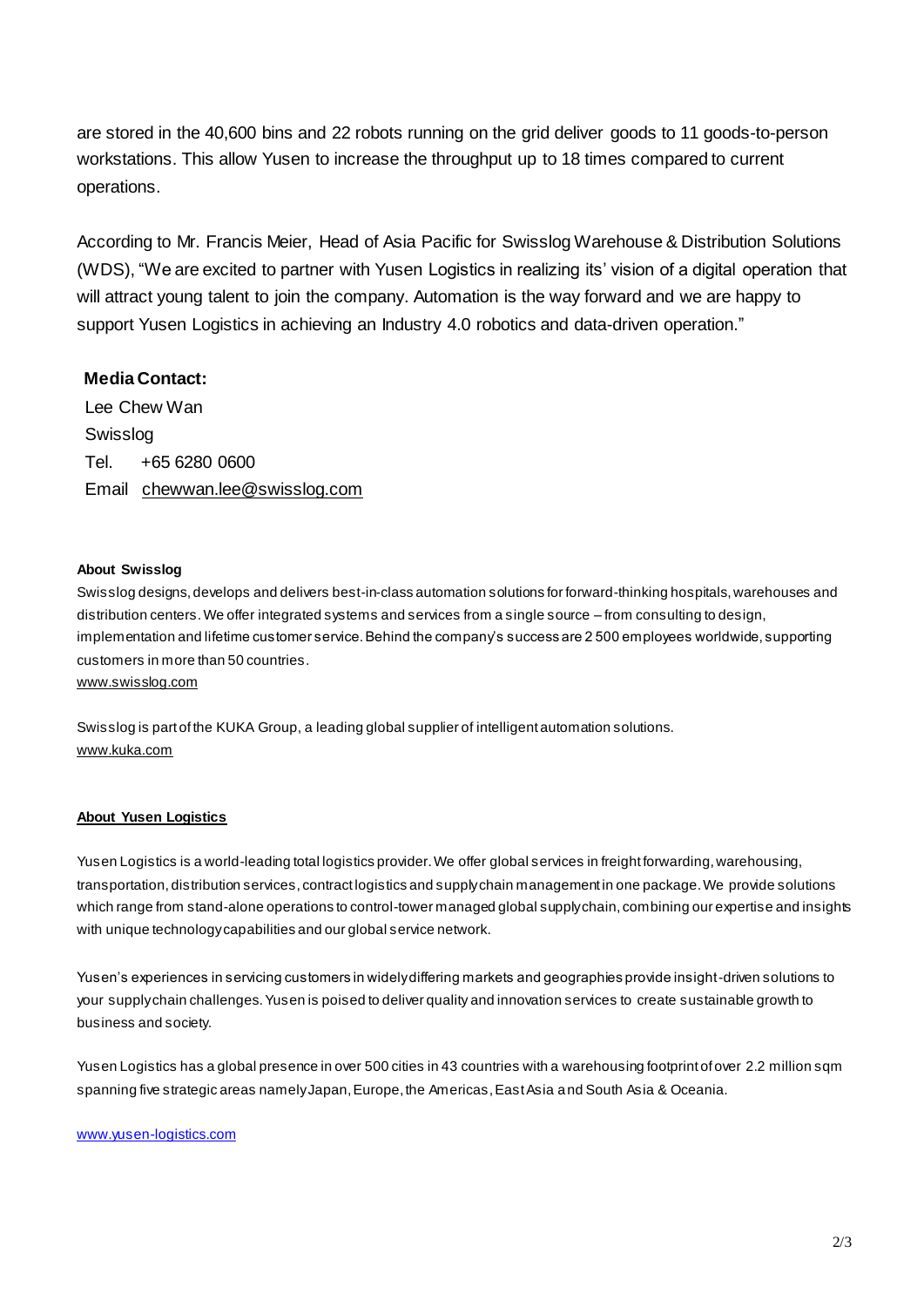are stored in the 40,600 bins and 22 robots running on the grid deliver goods to 11 goods-to-person workstations. This allow Yusen to increase the throughput up to 18 times compared to current operations.

According to Mr. Francis Meier, Head of Asia Pacific for Swisslog Warehouse & Distribution Solutions (WDS), "We are excited to partner with Yusen Logistics in realizing its' vision of a digital operation that will attract young talent to join the company. Automation is the way forward and we are happy to support Yusen Logistics in achieving an Industry 4.0 robotics and data-driven operation."

**Media Contact:**

Lee Chew Wan
Swisslog
Tel. +65 6280 0600
Email chewwan.lee@swisslog.com

**About Swisslog**

Swisslog designs, develops and delivers best-in-class automation solutions for forward-thinking hospitals, warehouses and distribution centers. We offer integrated systems and services from a single source – from consulting to design, implementation and lifetime customer service. Behind the company's success are 2 500 employees worldwide, supporting customers in more than 50 countries.
www.swisslog.com

Swisslog is part of the KUKA Group, a leading global supplier of intelligent automation solutions.
www.kuka.com

**About Yusen Logistics**

Yusen Logistics is a world-leading total logistics provider. We offer global services in freight forwarding, warehousing, transportation, distribution services, contract logistics and supply chain management in one package. We provide solutions which range from stand-alone operations to control-tower managed global supply chain, combining our expertise and insights with unique technology capabilities and our global service network.

Yusen's experiences in servicing customers in widely differing markets and geographies provide insight-driven solutions to your supply chain challenges. Yusen is poised to deliver quality and innovation services to create sustainable growth to business and society.

Yusen Logistics has a global presence in over 500 cities in 43 countries with a warehousing footprint of over 2.2 million sqm spanning five strategic areas namely Japan, Europe, the Americas, East Asia and South Asia & Oceania.

www.yusen-logistics.com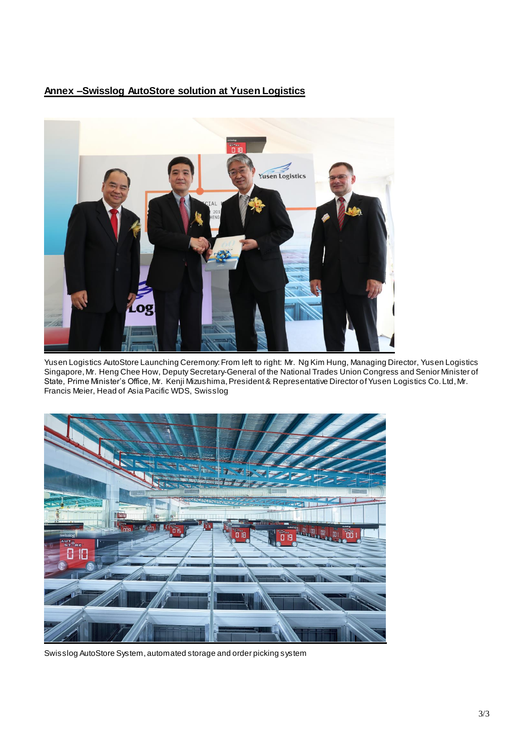## Annex –Swisslog AutoStore solution at Yusen Logistics

Yusen Logistics AutoStore Launching Ceremony: From left to right: Mr. Ng Kim Hung, Managing Director, Yusen Logistics Singapore, Mr. Heng Chee How, Deputy Secretary-General of the National Trades Union Congress and Senior Minister of State, Prime Minister's Office, Mr. Kenji Mizushima, President & Representative Director of Yusen Logistics Co. Ltd, Mr. Francis Meier, Head of Asia Pacific WDS, Swisslog

Swisslog AutoStore System, automated storage and order picking system